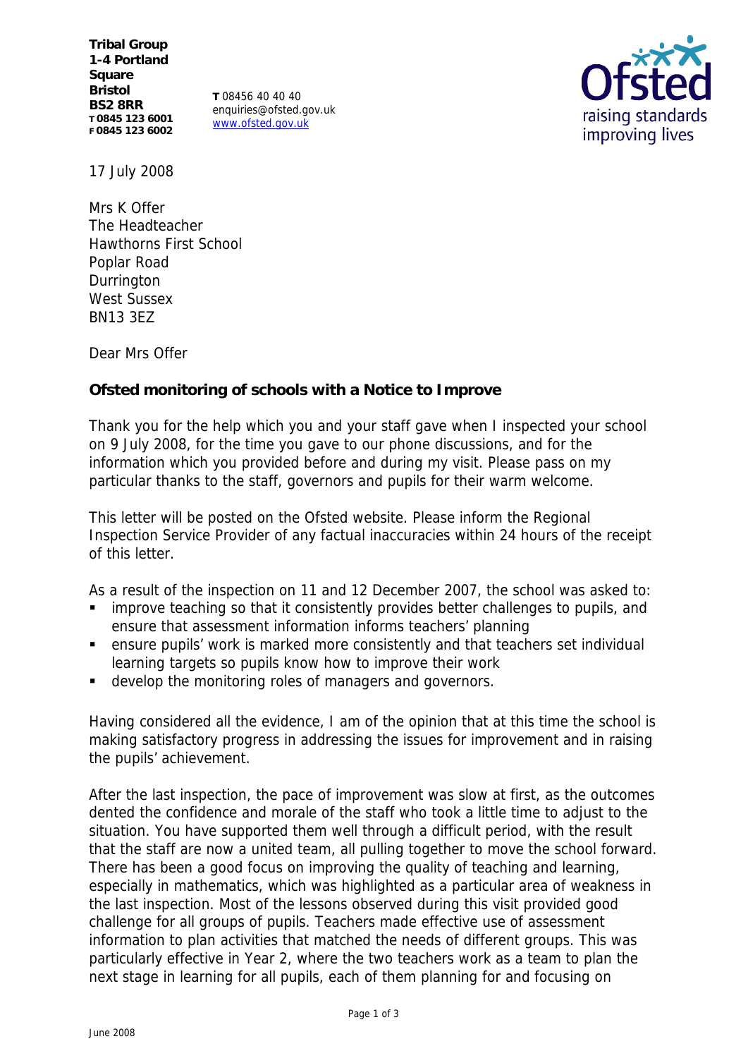**Tribal Group**
**1-4 Portland Square**
**Bristol**
**BS2 8RR**
**T 0845 123 6001**
**F 0845 123 6002**

**T** 08456 40 40 40
enquiries@ofsted.gov.uk
www.ofsted.gov.uk

17 July 2008

Mrs K Offer
The Headteacher
Hawthorns First School
Poplar Road
Durrington
West Sussex
BN13 3EZ

Dear Mrs Offer

**Ofsted monitoring of schools with a Notice to Improve**

Thank you for the help which you and your staff gave when I inspected your school on 9 July 2008, for the time you gave to our phone discussions, and for the information which you provided before and during my visit. Please pass on my particular thanks to the staff, governors and pupils for their warm welcome.

This letter will be posted on the Ofsted website. Please inform the Regional Inspection Service Provider of any factual inaccuracies within 24 hours of the receipt of this letter.

As a result of the inspection on 11 and 12 December 2007, the school was asked to:

- improve teaching so that it consistently provides better challenges to pupils, and ensure that assessment information informs teachers' planning
- ensure pupils' work is marked more consistently and that teachers set individual learning targets so pupils know how to improve their work
- develop the monitoring roles of managers and governors.

Having considered all the evidence, I am of the opinion that at this time the school is making satisfactory progress in addressing the issues for improvement and in raising the pupils' achievement.

After the last inspection, the pace of improvement was slow at first, as the outcomes dented the confidence and morale of the staff who took a little time to adjust to the situation. You have supported them well through a difficult period, with the result that the staff are now a united team, all pulling together to move the school forward. There has been a good focus on improving the quality of teaching and learning, especially in mathematics, which was highlighted as a particular area of weakness in the last inspection. Most of the lessons observed during this visit provided good challenge for all groups of pupils. Teachers made effective use of assessment information to plan activities that matched the needs of different groups. This was particularly effective in Year 2, where the two teachers work as a team to plan the next stage in learning for all pupils, each of them planning for and focusing on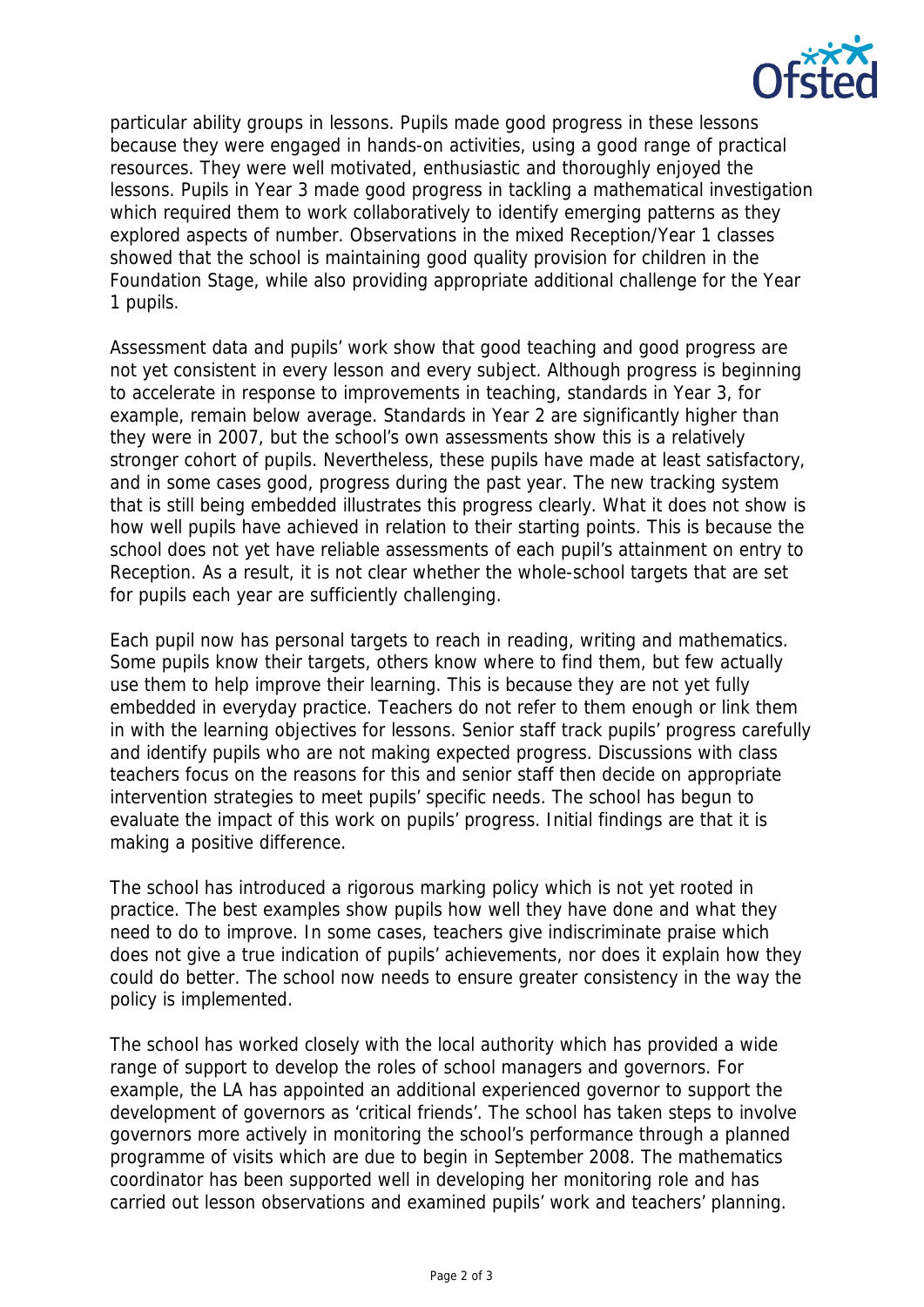particular ability groups in lessons. Pupils made good progress in these lessons because they were engaged in hands-on activities, using a good range of practical resources. They were well motivated, enthusiastic and thoroughly enjoyed the lessons. Pupils in Year 3 made good progress in tackling a mathematical investigation which required them to work collaboratively to identify emerging patterns as they explored aspects of number. Observations in the mixed Reception/Year 1 classes showed that the school is maintaining good quality provision for children in the Foundation Stage, while also providing appropriate additional challenge for the Year 1 pupils.

Assessment data and pupils' work show that good teaching and good progress are not yet consistent in every lesson and every subject. Although progress is beginning to accelerate in response to improvements in teaching, standards in Year 3, for example, remain below average. Standards in Year 2 are significantly higher than they were in 2007, but the school's own assessments show this is a relatively stronger cohort of pupils. Nevertheless, these pupils have made at least satisfactory, and in some cases good, progress during the past year. The new tracking system that is still being embedded illustrates this progress clearly. What it does not show is how well pupils have achieved in relation to their starting points. This is because the school does not yet have reliable assessments of each pupil's attainment on entry to Reception. As a result, it is not clear whether the whole-school targets that are set for pupils each year are sufficiently challenging.

Each pupil now has personal targets to reach in reading, writing and mathematics. Some pupils know their targets, others know where to find them, but few actually use them to help improve their learning. This is because they are not yet fully embedded in everyday practice. Teachers do not refer to them enough or link them in with the learning objectives for lessons. Senior staff track pupils' progress carefully and identify pupils who are not making expected progress. Discussions with class teachers focus on the reasons for this and senior staff then decide on appropriate intervention strategies to meet pupils' specific needs. The school has begun to evaluate the impact of this work on pupils' progress. Initial findings are that it is making a positive difference.

The school has introduced a rigorous marking policy which is not yet rooted in practice. The best examples show pupils how well they have done and what they need to do to improve. In some cases, teachers give indiscriminate praise which does not give a true indication of pupils' achievements, nor does it explain how they could do better. The school now needs to ensure greater consistency in the way the policy is implemented.

The school has worked closely with the local authority which has provided a wide range of support to develop the roles of school managers and governors. For example, the LA has appointed an additional experienced governor to support the development of governors as 'critical friends'. The school has taken steps to involve governors more actively in monitoring the school's performance through a planned programme of visits which are due to begin in September 2008. The mathematics coordinator has been supported well in developing her monitoring role and has carried out lesson observations and examined pupils' work and teachers' planning.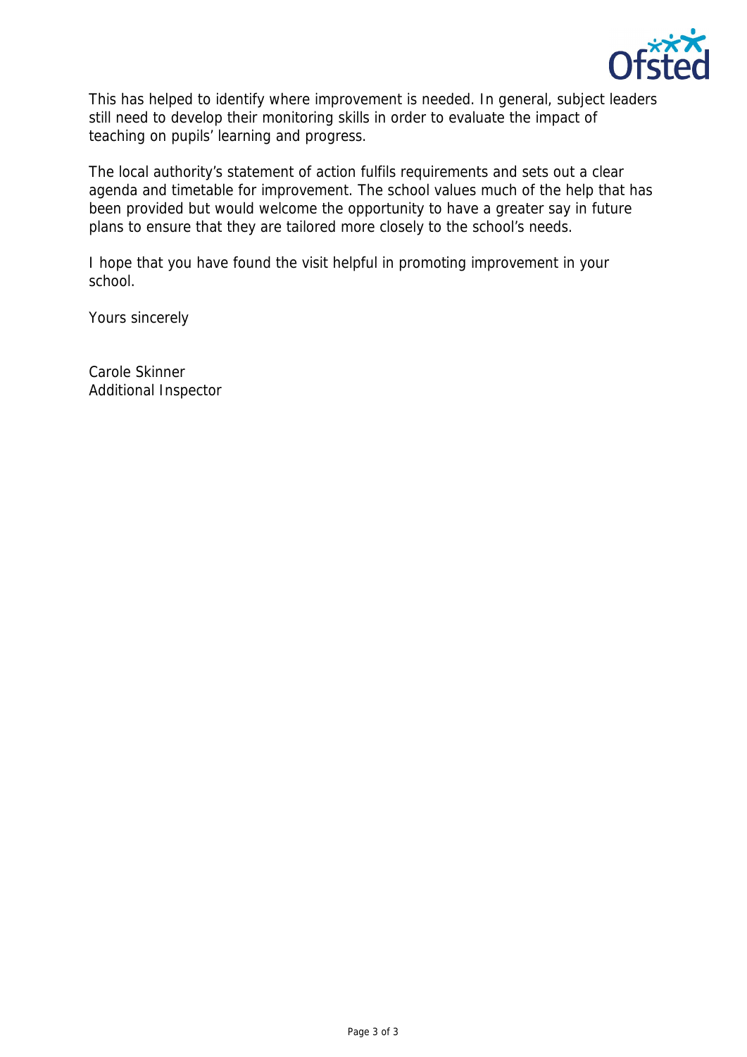This has helped to identify where improvement is needed. In general, subject leaders still need to develop their monitoring skills in order to evaluate the impact of teaching on pupils' learning and progress.

The local authority's statement of action fulfils requirements and sets out a clear agenda and timetable for improvement. The school values much of the help that has been provided but would welcome the opportunity to have a greater say in future plans to ensure that they are tailored more closely to the school's needs.

I hope that you have found the visit helpful in promoting improvement in your school.

Yours sincerely

Carole Skinner
Additional Inspector